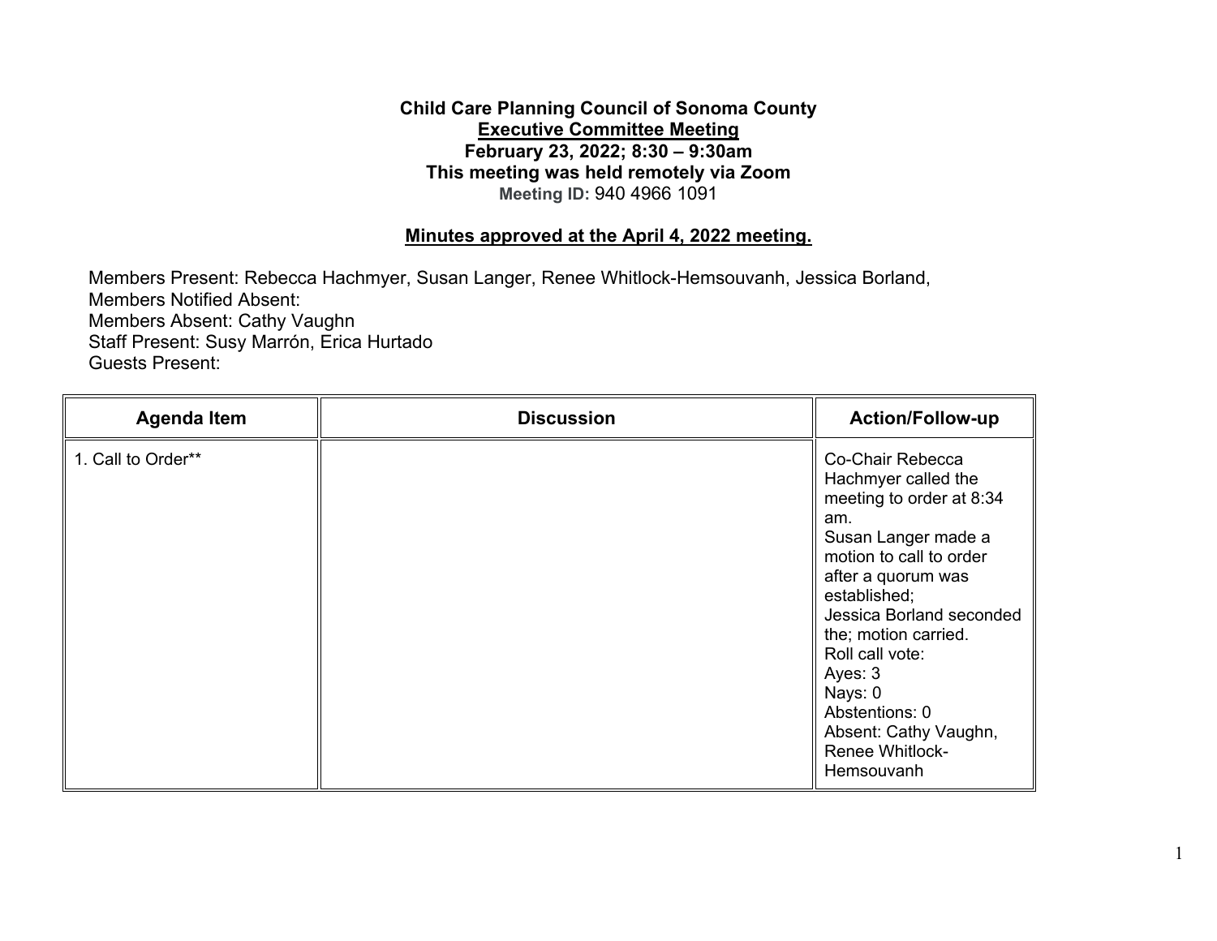**Child Care Planning Council of Sonoma County**
**Executive Committee Meeting**
**February 23, 2022; 8:30 – 9:30am**
**This meeting was held remotely via Zoom**
**Meeting ID:** 940 4966 1091

**Minutes approved at the April 4, 2022 meeting.**

Members Present: Rebecca Hachmyer, Susan Langer, Renee Whitlock-Hemsouvanh, Jessica Borland,
Members Notified Absent:
Members Absent: Cathy Vaughn
Staff Present: Susy Marrón, Erica Hurtado
Guests Present:

| Agenda Item | Discussion | Action/Follow-up |
|---|---|---|
| 1. Call to Order** | | Co-Chair Rebecca Hachmyer called the meeting to order at 8:34 am.<br>Susan Langer made a motion to call to order after a quorum was established;<br>Jessica Borland seconded the; motion carried.<br>Roll call vote:<br>Ayes: 3<br>Nays: 0<br>Abstentions: 0<br>Absent: Cathy Vaughn, Renee Whitlock-Hemsouvanh |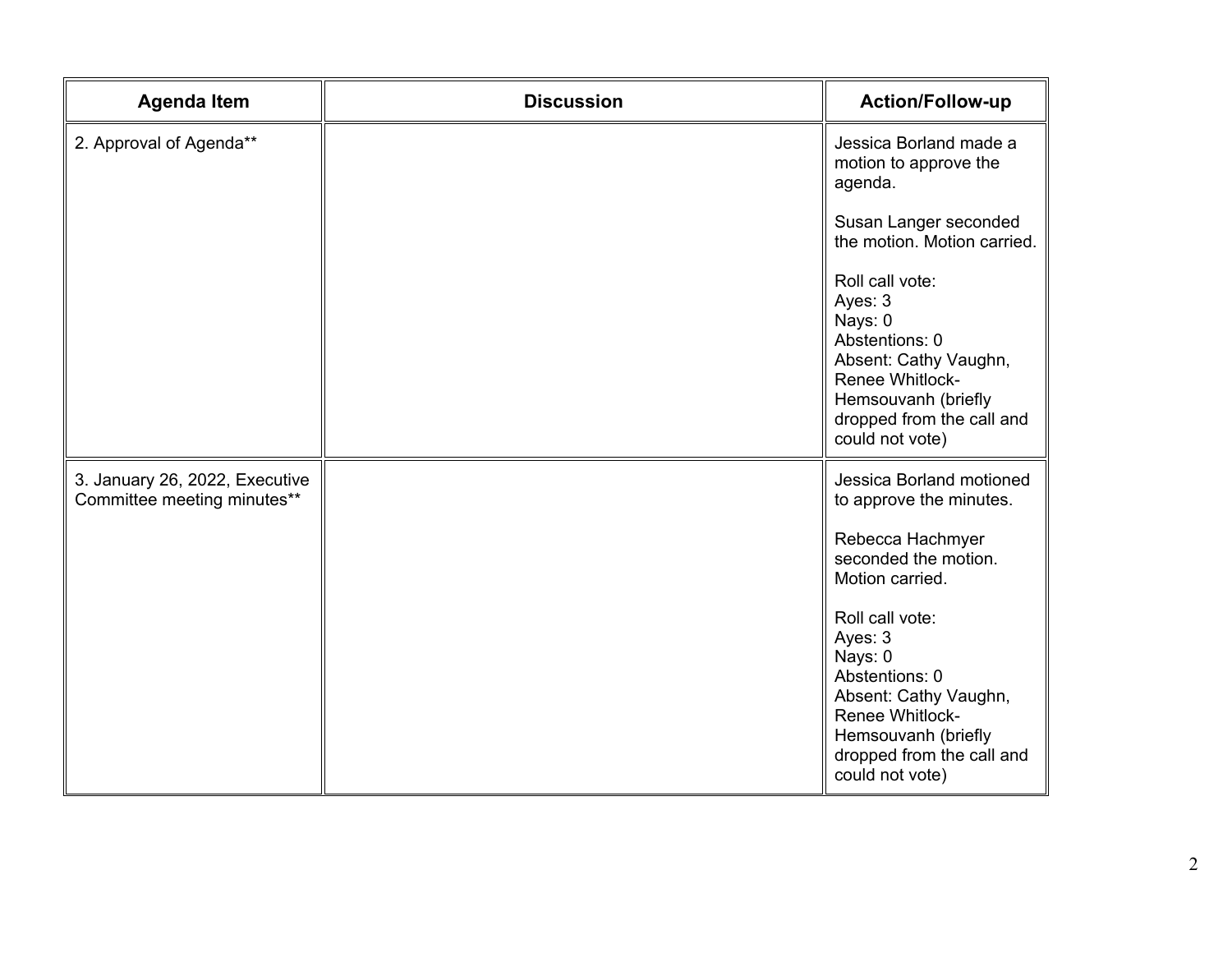| Agenda Item | Discussion | Action/Follow-up |
| --- | --- | --- |
| 2. Approval of Agenda** | | Jessica Borland made a motion to approve the agenda.<br><br>Susan Langer seconded the motion. Motion carried.<br><br>Roll call vote:<br>Ayes: 3<br>Nays: 0<br>Abstentions: 0<br>Absent: Cathy Vaughn, Renee Whitlock-Hemsouvanh (briefly dropped from the call and could not vote) |
| 3. January 26, 2022, Executive Committee meeting minutes** | | Jessica Borland motioned to approve the minutes.<br><br>Rebecca Hachmyer seconded the motion. Motion carried.<br><br>Roll call vote:<br>Ayes: 3<br>Nays: 0<br>Abstentions: 0<br>Absent: Cathy Vaughn, Renee Whitlock-Hemsouvanh (briefly dropped from the call and could not vote) |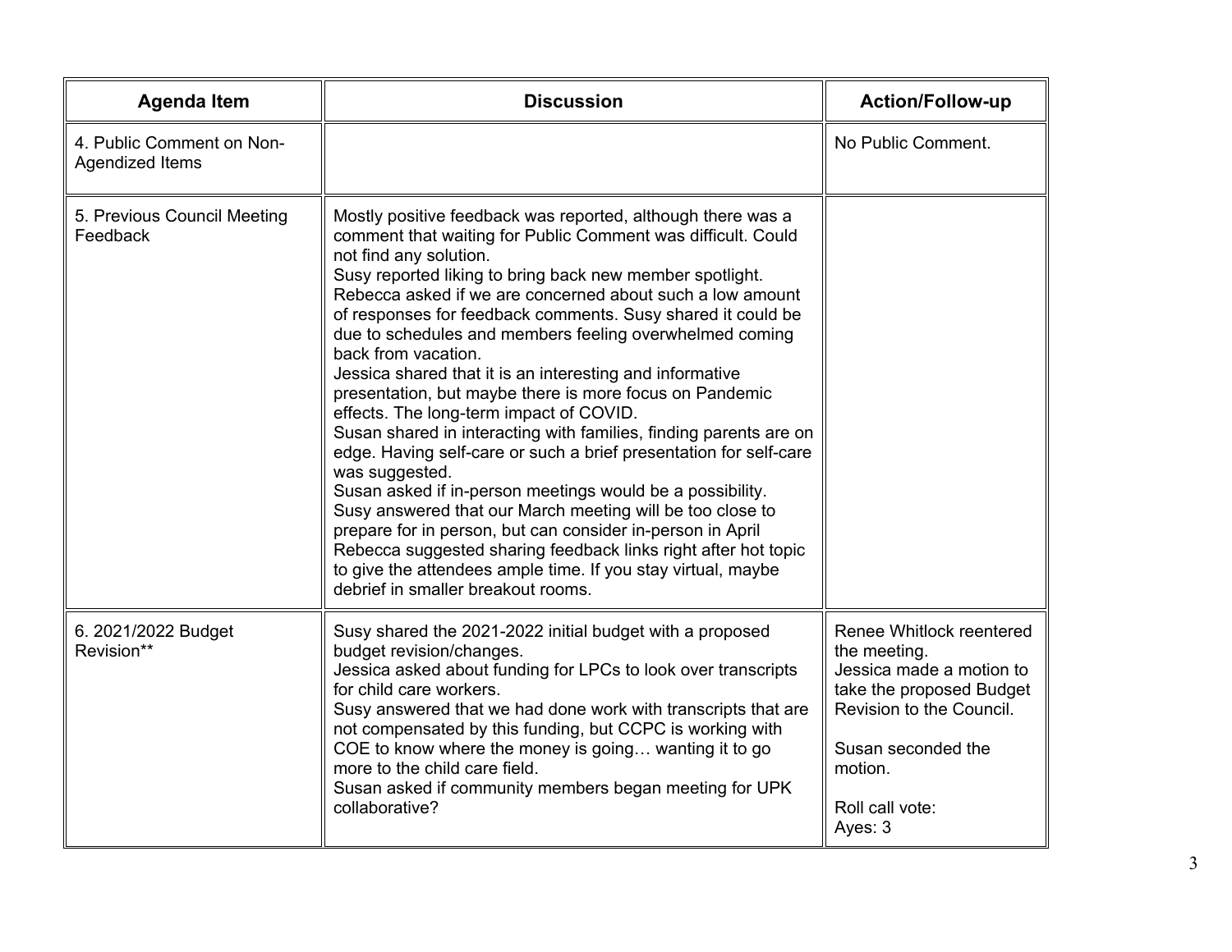| Agenda Item | Discussion | Action/Follow-up |
| --- | --- | --- |
| 4. Public Comment on Non-Agendized Items | | No Public Comment. |
| 5. Previous Council Meeting Feedback | Mostly positive feedback was reported, although there was a comment that waiting for Public Comment was difficult. Could not find any solution.<br>Susy reported liking to bring back new member spotlight.<br>Rebecca asked if we are concerned about such a low amount of responses for feedback comments. Susy shared it could be due to schedules and members feeling overwhelmed coming back from vacation.<br>Jessica shared that it is an interesting and informative presentation, but maybe there is more focus on Pandemic effects. The long-term impact of COVID.<br>Susan shared in interacting with families, finding parents are on edge. Having self-care or such a brief presentation for self-care was suggested.<br>Susan asked if in-person meetings would be a possibility.<br>Susy answered that our March meeting will be too close to prepare for in person, but can consider in-person in April<br>Rebecca suggested sharing feedback links right after hot topic to give the attendees ample time. If you stay virtual, maybe debrief in smaller breakout rooms. | |
| 6. 2021/2022 Budget Revision** | Susy shared the 2021-2022 initial budget with a proposed budget revision/changes.<br>Jessica asked about funding for LPCs to look over transcripts for child care workers.<br>Susy answered that we had done work with transcripts that are not compensated by this funding, but CCPC is working with COE to know where the money is going… wanting it to go more to the child care field.<br>Susan asked if community members began meeting for UPK collaborative? | Renee Whitlock reentered the meeting.<br>Jessica made a motion to take the proposed Budget Revision to the Council.<br><br>Susan seconded the motion.<br><br>Roll call vote:<br>Ayes: 3 |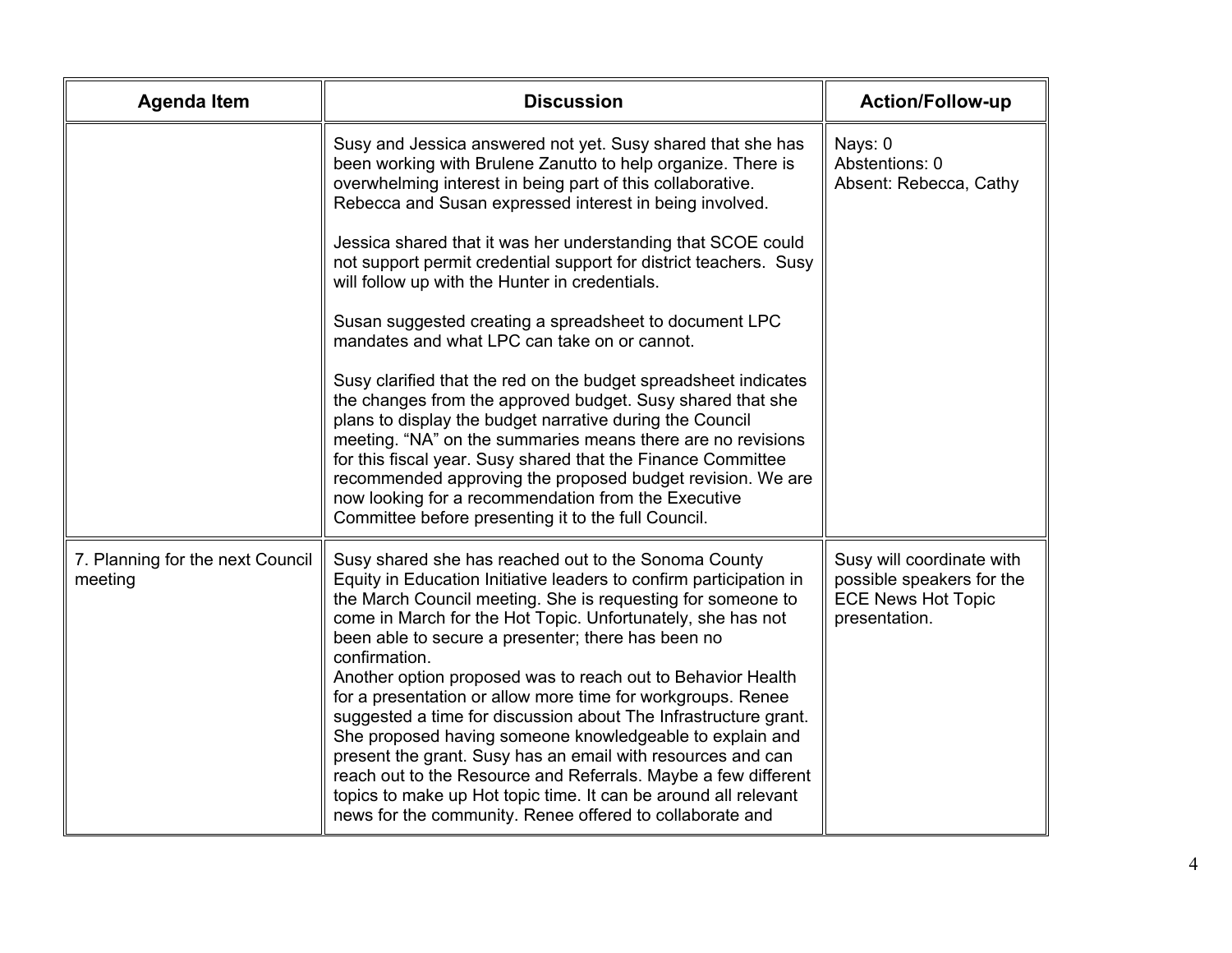| Agenda Item | Discussion | Action/Follow-up |
|---|---|---|
| | Susy and Jessica answered not yet. Susy shared that she has been working with Brulene Zanutto to help organize. There is overwhelming interest in being part of this collaborative. Rebecca and Susan expressed interest in being involved.<br><br>Jessica shared that it was her understanding that SCOE could not support permit credential support for district teachers. Susy will follow up with the Hunter in credentials.<br><br>Susan suggested creating a spreadsheet to document LPC mandates and what LPC can take on or cannot.<br><br>Susy clarified that the red on the budget spreadsheet indicates the changes from the approved budget. Susy shared that she plans to display the budget narrative during the Council meeting. "NA" on the summaries means there are no revisions for this fiscal year. Susy shared that the Finance Committee recommended approving the proposed budget revision. We are now looking for a recommendation from the Executive Committee before presenting it to the full Council. | Nays: 0<br>Abstentions: 0<br>Absent: Rebecca, Cathy |
| 7. Planning for the next Council meeting | Susy shared she has reached out to the Sonoma County Equity in Education Initiative leaders to confirm participation in the March Council meeting. She is requesting for someone to come in March for the Hot Topic. Unfortunately, she has not been able to secure a presenter; there has been no confirmation.<br>Another option proposed was to reach out to Behavior Health for a presentation or allow more time for workgroups. Renee suggested a time for discussion about The Infrastructure grant. She proposed having someone knowledgeable to explain and present the grant. Susy has an email with resources and can reach out to the Resource and Referrals. Maybe a few different topics to make up Hot topic time. It can be around all relevant news for the community. Renee offered to collaborate and | Susy will coordinate with possible speakers for the ECE News Hot Topic presentation. |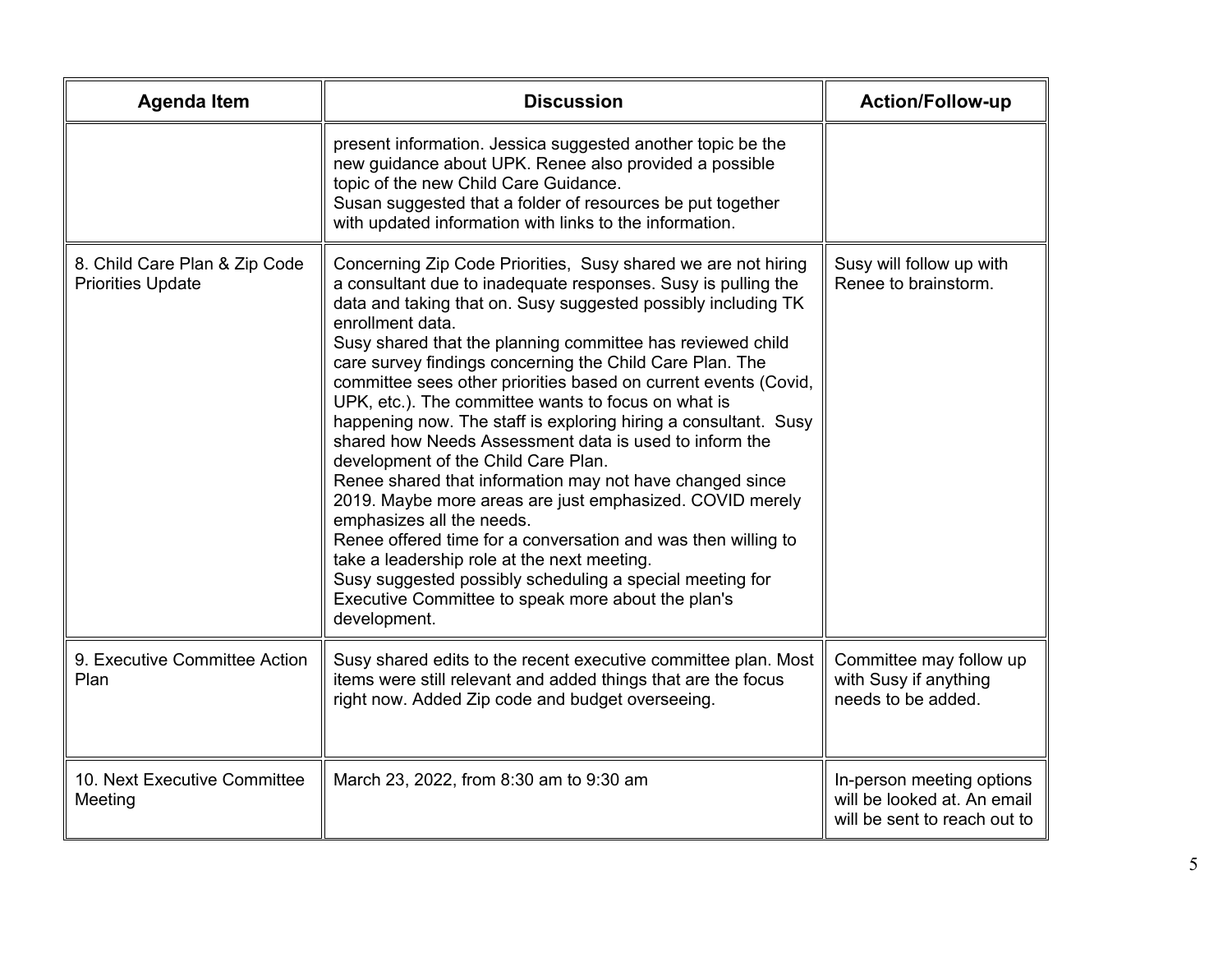| Agenda Item | Discussion | Action/Follow-up |
|---|---|---|
| | present information. Jessica suggested another topic be the new guidance about UPK. Renee also provided a possible topic of the new Child Care Guidance.<br>Susan suggested that a folder of resources be put together with updated information with links to the information. | |
| 8. Child Care Plan & Zip Code Priorities Update | Concerning Zip Code Priorities, Susy shared we are not hiring a consultant due to inadequate responses. Susy is pulling the data and taking that on. Susy suggested possibly including TK enrollment data.<br>Susy shared that the planning committee has reviewed child care survey findings concerning the Child Care Plan. The committee sees other priorities based on current events (Covid, UPK, etc.). The committee wants to focus on what is happening now. The staff is exploring hiring a consultant. Susy shared how Needs Assessment data is used to inform the development of the Child Care Plan.<br>Renee shared that information may not have changed since 2019. Maybe more areas are just emphasized. COVID merely emphasizes all the needs.<br>Renee offered time for a conversation and was then willing to take a leadership role at the next meeting.<br>Susy suggested possibly scheduling a special meeting for Executive Committee to speak more about the plan's development. | Susy will follow up with Renee to brainstorm. |
| 9. Executive Committee Action Plan | Susy shared edits to the recent executive committee plan. Most items were still relevant and added things that are the focus right now. Added Zip code and budget overseeing. | Committee may follow up with Susy if anything needs to be added. |
| 10. Next Executive Committee Meeting | March 23, 2022, from 8:30 am to 9:30 am | In-person meeting options will be looked at. An email will be sent to reach out to |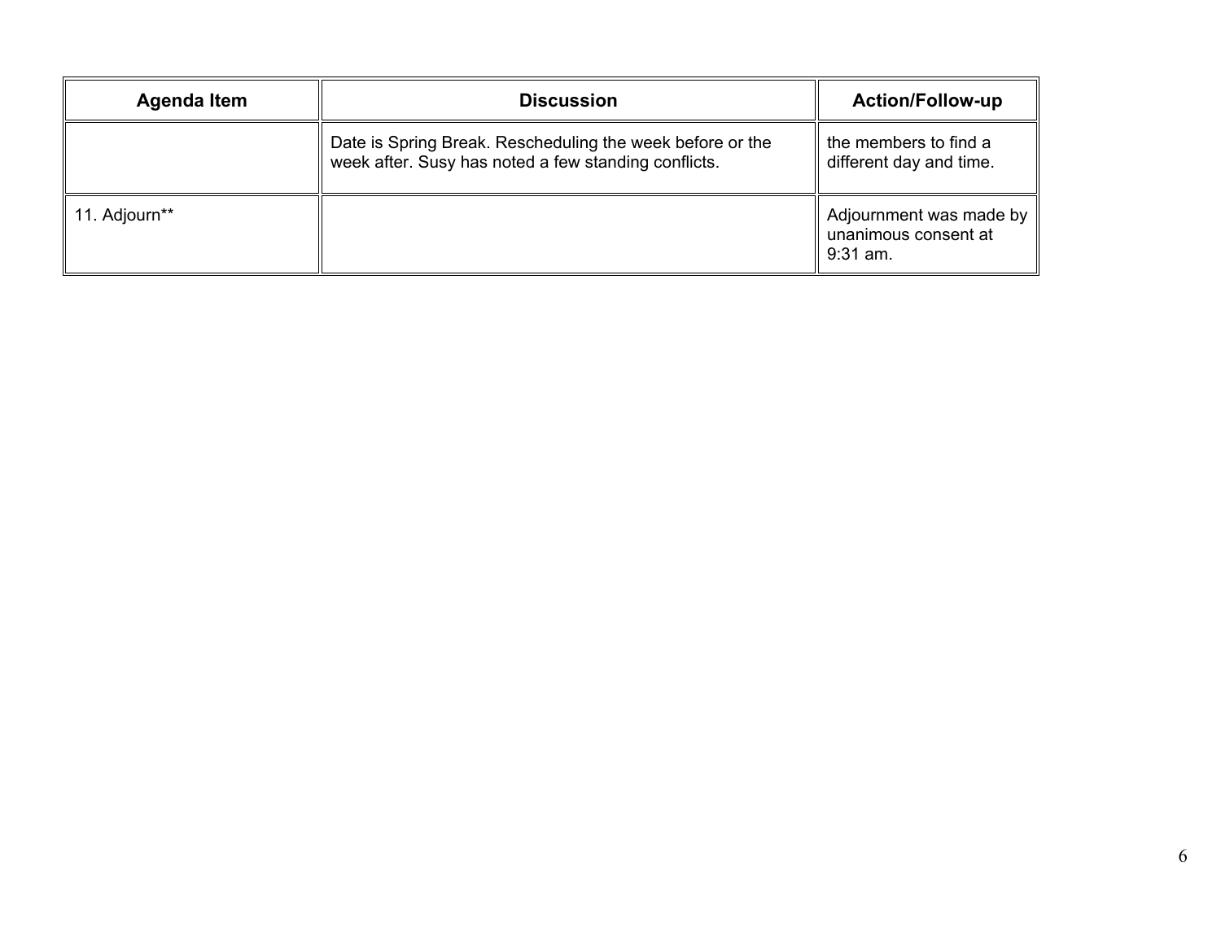| Agenda Item | Discussion | Action/Follow-up |
| --- | --- | --- |
| | Date is Spring Break. Rescheduling the week before or the week after. Susy has noted a few standing conflicts. | the members to find a different day and time. |
| 11. Adjourn** | | Adjournment was made by unanimous consent at 9:31 am. |